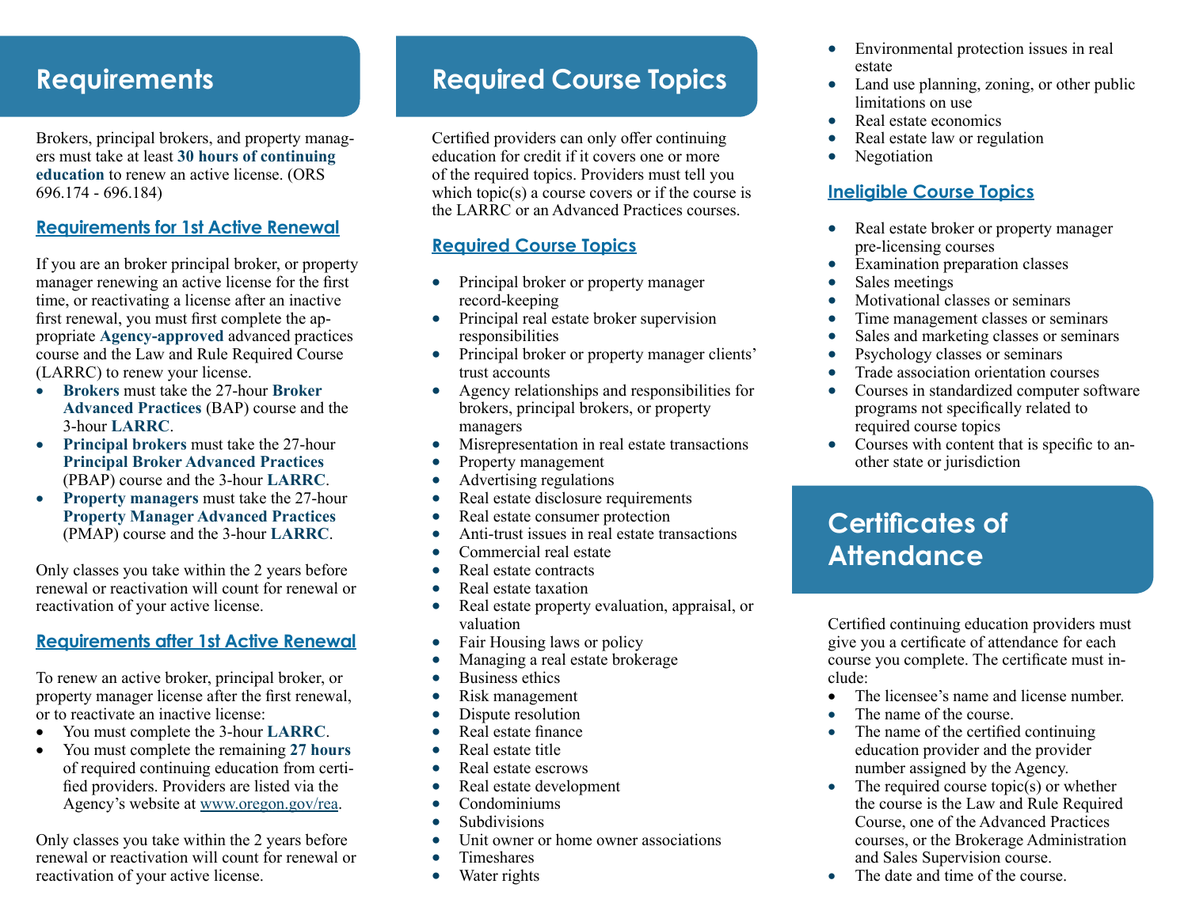# Requirements

Brokers, principal brokers, and property managers must take at least **30 hours of continuing education** to renew an active license. (ORS 696.174 - 696.184)

## Requirements for 1st Active Renewal

If you are an broker principal broker, or property manager renewing an active license for the first time, or reactivating a license after an inactive first renewal, you must first complete the appropriate **Agency-approved** advanced practices course and the Law and Rule Required Course (LARRC) to renew your license.

- **Brokers** must take the 27-hour **Broker Advanced Practices** (BAP) course and the 3-hour **LARRC**.
- **Principal brokers** must take the 27-hour **Principal Broker Advanced Practices** (PBAP) course and the 3-hour **LARRC**.
- **Property managers** must take the 27-hour **Property Manager Advanced Practices** (PMAP) course and the 3-hour **LARRC**.

Only classes you take within the 2 years before renewal or reactivation will count for renewal or reactivation of your active license.

## Requirements after 1st Active Renewal

To renew an active broker, principal broker, or property manager license after the first renewal, or to reactivate an inactive license:

- You must complete the 3-hour **LARRC**.
- You must complete the remaining **27 hours** of required continuing education from certified providers. Providers are listed via the Agency's website at www.oregon.gov/rea.

Only classes you take within the 2 years before renewal or reactivation will count for renewal or reactivation of your active license.

# Required Course Topics

Certified providers can only offer continuing education for credit if it covers one or more of the required topics. Providers must tell you which topic(s) a course covers or if the course is the LARRC or an Advanced Practices courses.

## Required Course Topics

- Principal broker or property manager record-keeping
- Principal real estate broker supervision responsibilities
- Principal broker or property manager clients' trust accounts
- Agency relationships and responsibilities for brokers, principal brokers, or property managers
- Misrepresentation in real estate transactions
- Property management
- Advertising regulations
- Real estate disclosure requirements
- Real estate consumer protection
- Anti-trust issues in real estate transactions
- Commercial real estate
- Real estate contracts
- Real estate taxation
- Real estate property evaluation, appraisal, or valuation
- Fair Housing laws or policy
- Managing a real estate brokerage
- Business ethics
- Risk management
- Dispute resolution
- Real estate finance
- Real estate title
- Real estate escrows
- Real estate development
- Condominiums
- Subdivisions
- Unit owner or home owner associations
- Timeshares
- Water rights
- Environmental protection issues in real estate
- Land use planning, zoning, or other public limitations on use
- Real estate economics
- Real estate law or regulation
- Negotiation

## Ineligible Course Topics

- Real estate broker or property manager pre-licensing courses
- Examination preparation classes
- Sales meetings
- Motivational classes or seminars
- Time management classes or seminars
- Sales and marketing classes or seminars
- Psychology classes or seminars
- Trade association orientation courses
- Courses in standardized computer software programs not specifically related to required course topics
- Courses with content that is specific to another state or jurisdiction

# Certificates of Attendance

Certified continuing education providers must give you a certificate of attendance for each course you complete. The certificate must include:

- The licensee's name and license number.
- The name of the course.
- The name of the certified continuing education provider and the provider number assigned by the Agency.
- The required course topic(s) or whether the course is the Law and Rule Required Course, one of the Advanced Practices courses, or the Brokerage Administration and Sales Supervision course.
- The date and time of the course.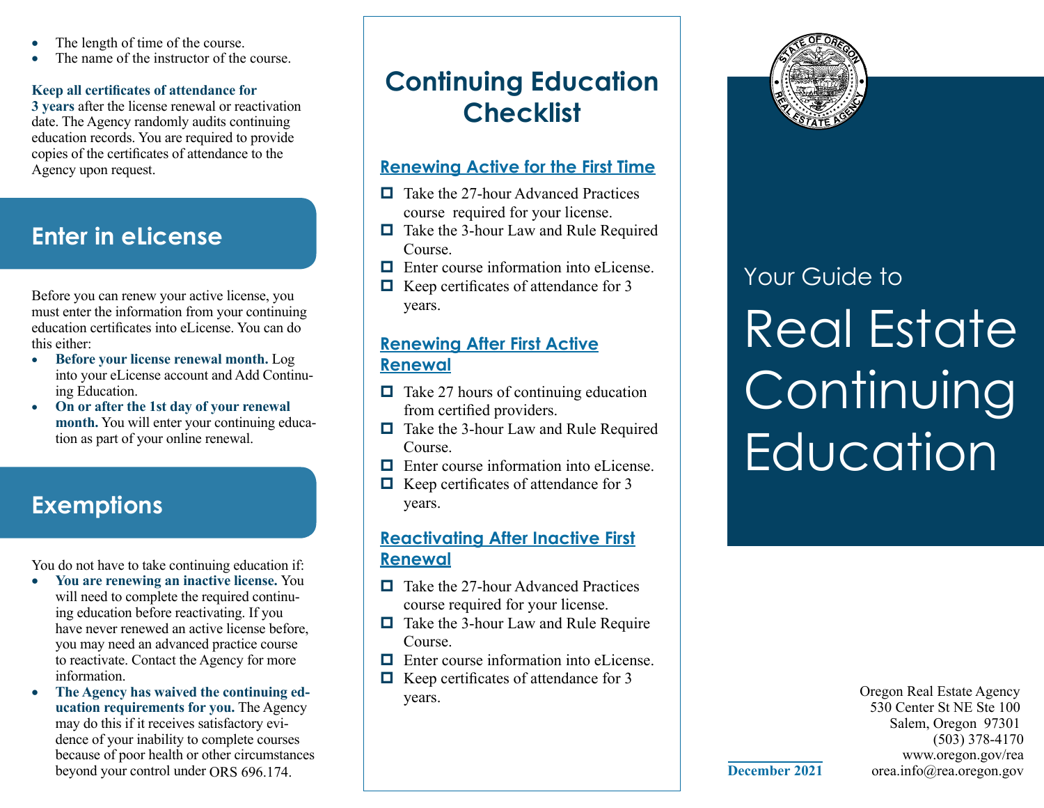- The length of time of the course.
- The name of the instructor of the course.

**Keep all certificates of attendance for 3 years** after the license renewal or reactivation date. The Agency randomly audits continuing education records. You are required to provide copies of the certificates of attendance to the Agency upon request.

## Enter in eLicense

Before you can renew your active license, you must enter the information from your continuing education certificates into eLicense. You can do this either:

- **Before your license renewal month.** Log into your eLicense account and Add Continuing Education.
- **On or after the 1st day of your renewal month.** You will enter your continuing education as part of your online renewal.

## Exemptions

You do not have to take continuing education if:

- **You are renewing an inactive license.** You will need to complete the required continuing education before reactivating. If you have never renewed an active license before, you may need an advanced practice course to reactivate. Contact the Agency for more information.
- **The Agency has waived the continuing education requirements for you.** The Agency may do this if it receives satisfactory evidence of your inability to complete courses because of poor health or other circumstances beyond your control under ORS 696.174.

# Continuing Education Checklist

### Renewing Active for the First Time

- ☐ Take the 27-hour Advanced Practices course required for your license.
- ☐ Take the 3-hour Law and Rule Required Course.
- ☐ Enter course information into eLicense.
- ☐ Keep certificates of attendance for 3 years.

### Renewing After First Active Renewal

- ☐ Take 27 hours of continuing education from certified providers.
- ☐ Take the 3-hour Law and Rule Required Course.
- ☐ Enter course information into eLicense.
- ☐ Keep certificates of attendance for 3 years.

### Reactivating After Inactive First Renewal

- ☐ Take the 27-hour Advanced Practices course required for your license.
- ☐ Take the 3-hour Law and Rule Require Course.
- ☐ Enter course information into eLicense.
- ☐ Keep certificates of attendance for 3 years.

STATE OF OREGON REAL ESTATE AGENCY

Your Guide to

# Real Estate Continuing Education

Oregon Real Estate Agency
530 Center St NE Ste 100
Salem, Oregon 97301
(503) 378-4170
www.oregon.gov/rea
orea.info@rea.oregon.gov

**December 2021**